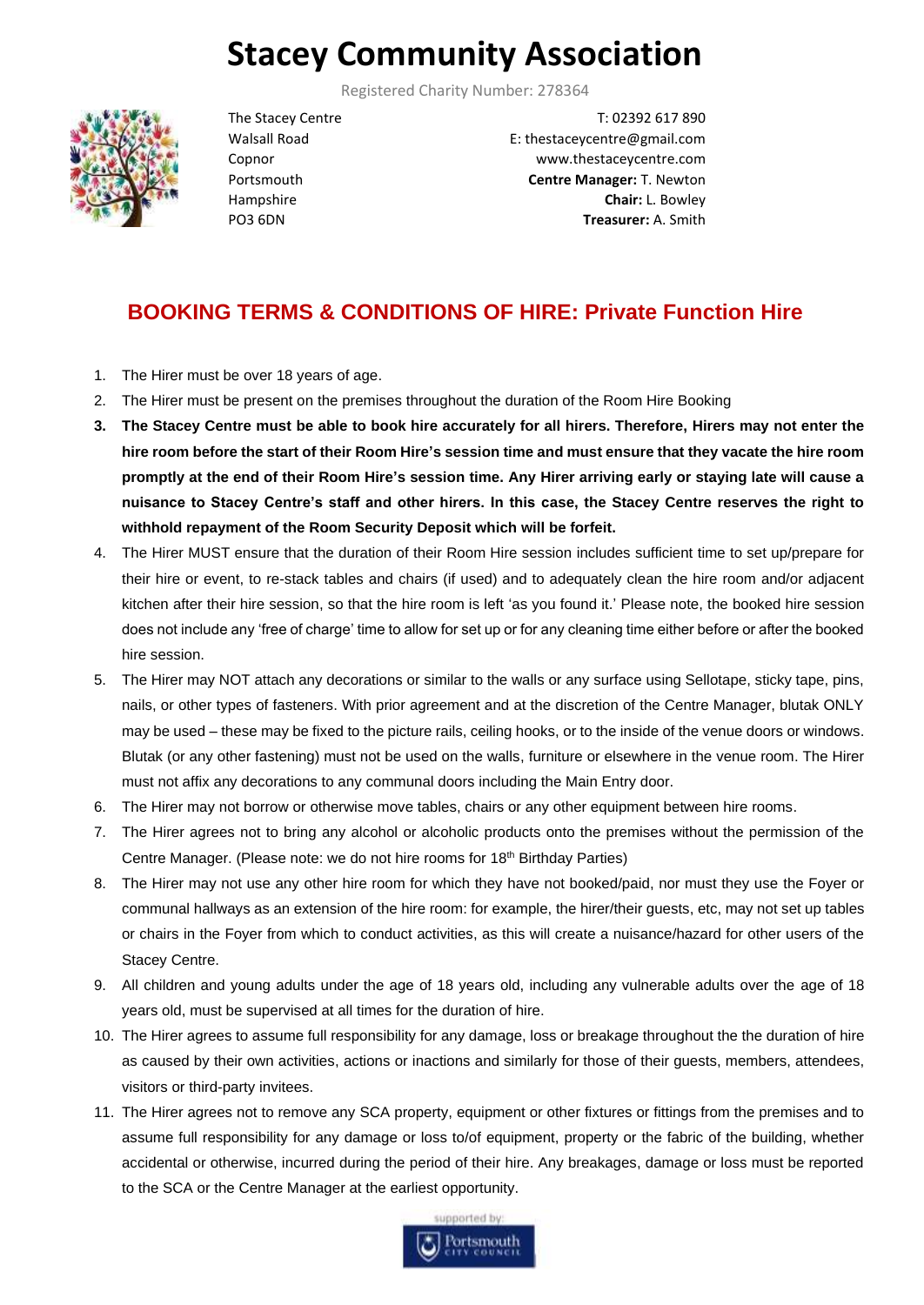# Stacey Community Association

Registered Charity Number: 278364

The Stacey Centre
Walsall Road
Copnor
Portsmouth
Hampshire
PO3 6DN

T: 02392 617 890
E: thestaceycentre@gmail.com
www.thestaceycentre.com
**Centre Manager:** T. Newton
**Chair:** L. Bowley
**Treasurer:** A. Smith

## BOOKING TERMS & CONDITIONS OF HIRE: Private Function Hire

1. The Hirer must be over 18 years of age.
2. The Hirer must be present on the premises throughout the duration of the Room Hire Booking
3. **The Stacey Centre must be able to book hire accurately for all hirers. Therefore, Hirers may not enter the hire room before the start of their Room Hire's session time and must ensure that they vacate the hire room promptly at the end of their Room Hire's session time. Any Hirer arriving early or staying late will cause a nuisance to Stacey Centre's staff and other hirers. In this case, the Stacey Centre reserves the right to withhold repayment of the Room Security Deposit which will be forfeit.**
4. The Hirer MUST ensure that the duration of their Room Hire session includes sufficient time to set up/prepare for their hire or event, to re-stack tables and chairs (if used) and to adequately clean the hire room and/or adjacent kitchen after their hire session, so that the hire room is left 'as you found it.' Please note, the booked hire session does not include any 'free of charge' time to allow for set up or for any cleaning time either before or after the booked hire session.
5. The Hirer may NOT attach any decorations or similar to the walls or any surface using Sellotape, sticky tape, pins, nails, or other types of fasteners. With prior agreement and at the discretion of the Centre Manager, blutak ONLY may be used – these may be fixed to the picture rails, ceiling hooks, or to the inside of the venue doors or windows. Blutak (or any other fastening) must not be used on the walls, furniture or elsewhere in the venue room. The Hirer must not affix any decorations to any communal doors including the Main Entry door.
6. The Hirer may not borrow or otherwise move tables, chairs or any other equipment between hire rooms.
7. The Hirer agrees not to bring any alcohol or alcoholic products onto the premises without the permission of the Centre Manager. (Please note: we do not hire rooms for 18th Birthday Parties)
8. The Hirer may not use any other hire room for which they have not booked/paid, nor must they use the Foyer or communal hallways as an extension of the hire room: for example, the hirer/their guests, etc, may not set up tables or chairs in the Foyer from which to conduct activities, as this will create a nuisance/hazard for other users of the Stacey Centre.
9. All children and young adults under the age of 18 years old, including any vulnerable adults over the age of 18 years old, must be supervised at all times for the duration of hire.
10. The Hirer agrees to assume full responsibility for any damage, loss or breakage throughout the the duration of hire as caused by their own activities, actions or inactions and similarly for those of their guests, members, attendees, visitors or third-party invitees.
11. The Hirer agrees not to remove any SCA property, equipment or other fixtures or fittings from the premises and to assume full responsibility for any damage or loss to/of equipment, property or the fabric of the building, whether accidental or otherwise, incurred during the period of their hire. Any breakages, damage or loss must be reported to the SCA or the Centre Manager at the earliest opportunity.

supported by: Portsmouth City Council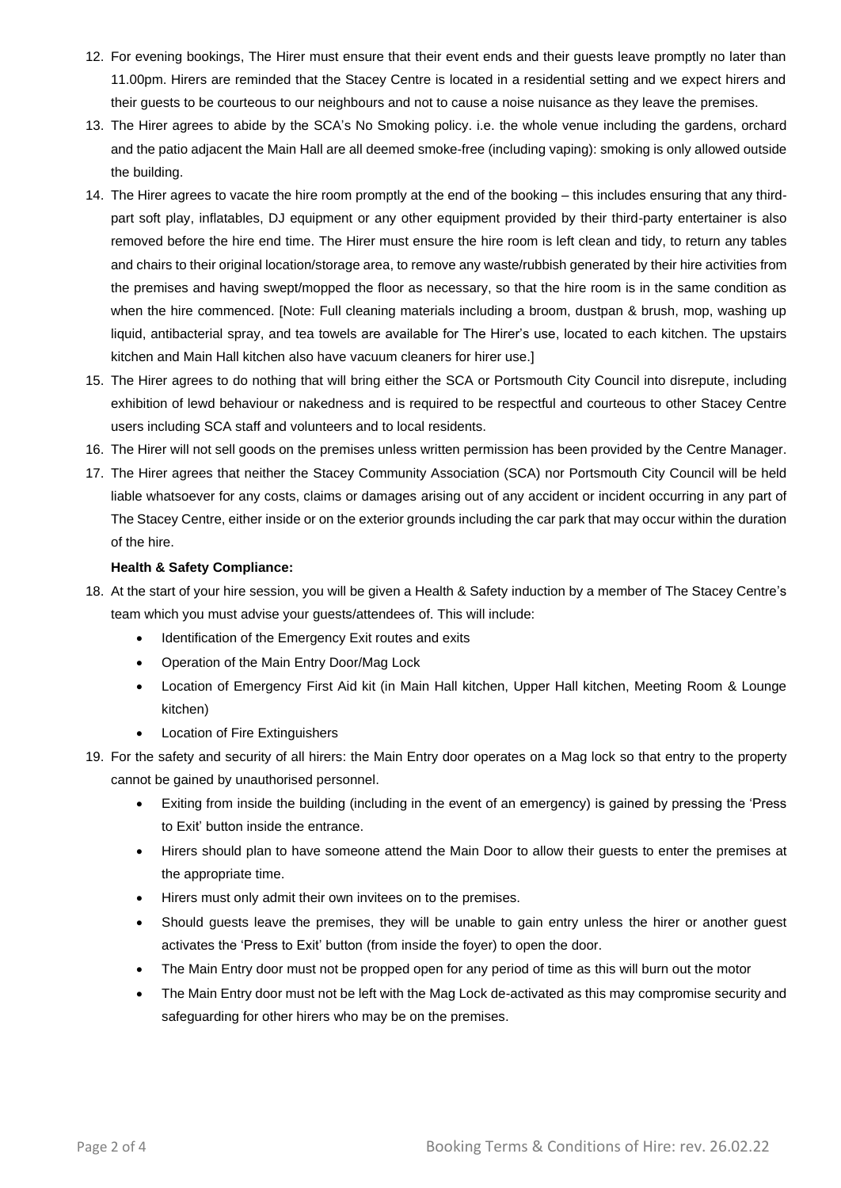12. For evening bookings, The Hirer must ensure that their event ends and their guests leave promptly no later than 11.00pm. Hirers are reminded that the Stacey Centre is located in a residential setting and we expect hirers and their guests to be courteous to our neighbours and not to cause a noise nuisance as they leave the premises.
13. The Hirer agrees to abide by the SCA's No Smoking policy. i.e. the whole venue including the gardens, orchard and the patio adjacent the Main Hall are all deemed smoke-free (including vaping): smoking is only allowed outside the building.
14. The Hirer agrees to vacate the hire room promptly at the end of the booking – this includes ensuring that any third-part soft play, inflatables, DJ equipment or any other equipment provided by their third-party entertainer is also removed before the hire end time. The Hirer must ensure the hire room is left clean and tidy, to return any tables and chairs to their original location/storage area, to remove any waste/rubbish generated by their hire activities from the premises and having swept/mopped the floor as necessary, so that the hire room is in the same condition as when the hire commenced. [Note: Full cleaning materials including a broom, dustpan & brush, mop, washing up liquid, antibacterial spray, and tea towels are available for The Hirer's use, located to each kitchen. The upstairs kitchen and Main Hall kitchen also have vacuum cleaners for hirer use.]
15. The Hirer agrees to do nothing that will bring either the SCA or Portsmouth City Council into disrepute, including exhibition of lewd behaviour or nakedness and is required to be respectful and courteous to other Stacey Centre users including SCA staff and volunteers and to local residents.
16. The Hirer will not sell goods on the premises unless written permission has been provided by the Centre Manager.
17. The Hirer agrees that neither the Stacey Community Association (SCA) nor Portsmouth City Council will be held liable whatsoever for any costs, claims or damages arising out of any accident or incident occurring in any part of The Stacey Centre, either inside or on the exterior grounds including the car park that may occur within the duration of the hire.

**Health & Safety Compliance:**

18. At the start of your hire session, you will be given a Health & Safety induction by a member of The Stacey Centre's team which you must advise your guests/attendees of. This will include:
    - Identification of the Emergency Exit routes and exits
    - Operation of the Main Entry Door/Mag Lock
    - Location of Emergency First Aid kit (in Main Hall kitchen, Upper Hall kitchen, Meeting Room & Lounge kitchen)
    - Location of Fire Extinguishers
19. For the safety and security of all hirers: the Main Entry door operates on a Mag lock so that entry to the property cannot be gained by unauthorised personnel.
    - Exiting from inside the building (including in the event of an emergency) is gained by pressing the 'Press to Exit' button inside the entrance.
    - Hirers should plan to have someone attend the Main Door to allow their guests to enter the premises at the appropriate time.
    - Hirers must only admit their own invitees on to the premises.
    - Should guests leave the premises, they will be unable to gain entry unless the hirer or another guest activates the 'Press to Exit' button (from inside the foyer) to open the door.
    - The Main Entry door must not be propped open for any period of time as this will burn out the motor
    - The Main Entry door must not be left with the Mag Lock de-activated as this may compromise security and safeguarding for other hirers who may be on the premises.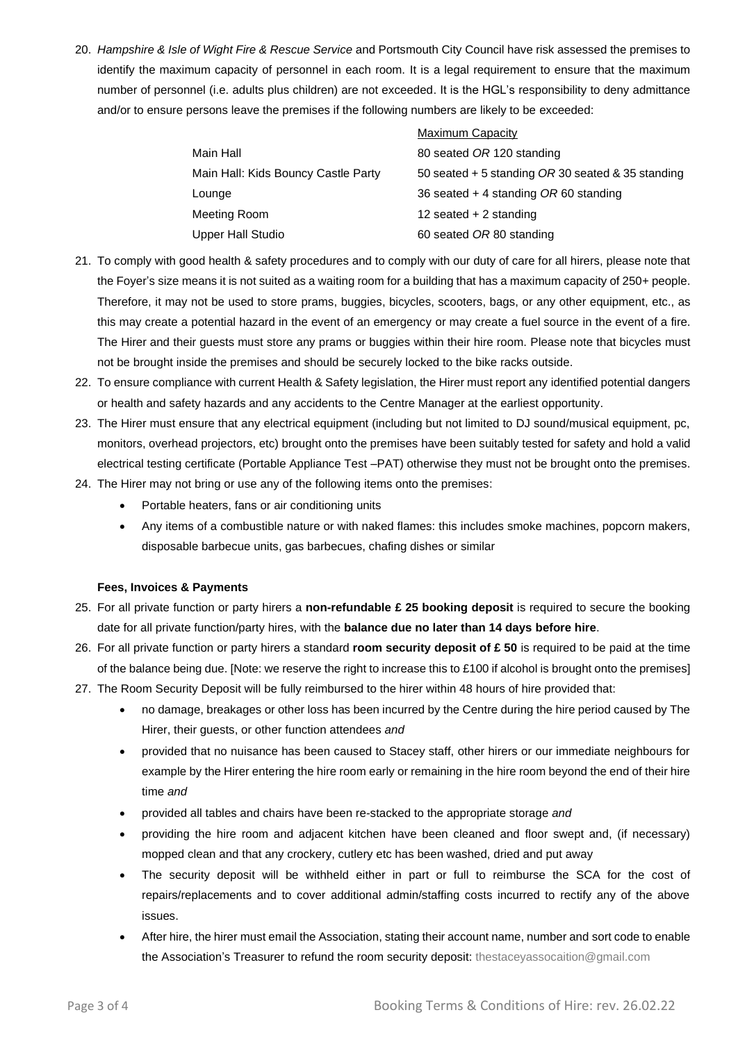20. *Hampshire & Isle of Wight Fire & Rescue Service* and Portsmouth City Council have risk assessed the premises to identify the maximum capacity of personnel in each room. It is a legal requirement to ensure that the maximum number of personnel (i.e. adults plus children) are not exceeded. It is the HGL's responsibility to deny admittance and/or to ensure persons leave the premises if the following numbers are likely to be exceeded:

| | Maximum Capacity |
|---|---|
| Main Hall | 80 seated *OR* 120 standing |
| Main Hall: Kids Bouncy Castle Party | 50 seated + 5 standing *OR* 30 seated & 35 standing |
| Lounge | 36 seated + 4 standing *OR* 60 standing |
| Meeting Room | 12 seated + 2 standing |
| Upper Hall Studio | 60 seated *OR* 80 standing |

21. To comply with good health & safety procedures and to comply with our duty of care for all hirers, please note that the Foyer's size means it is not suited as a waiting room for a building that has a maximum capacity of 250+ people. Therefore, it may not be used to store prams, buggies, bicycles, scooters, bags, or any other equipment, etc., as this may create a potential hazard in the event of an emergency or may create a fuel source in the event of a fire. The Hirer and their guests must store any prams or buggies within their hire room. Please note that bicycles must not be brought inside the premises and should be securely locked to the bike racks outside.
22. To ensure compliance with current Health & Safety legislation, the Hirer must report any identified potential dangers or health and safety hazards and any accidents to the Centre Manager at the earliest opportunity.
23. The Hirer must ensure that any electrical equipment (including but not limited to DJ sound/musical equipment, pc, monitors, overhead projectors, etc) brought onto the premises have been suitably tested for safety and hold a valid electrical testing certificate (Portable Appliance Test –PAT) otherwise they must not be brought onto the premises.
24. The Hirer may not bring or use any of the following items onto the premises:
    - Portable heaters, fans or air conditioning units
    - Any items of a combustible nature or with naked flames: this includes smoke machines, popcorn makers, disposable barbecue units, gas barbecues, chafing dishes or similar

**Fees, Invoices & Payments**

25. For all private function or party hirers a **non-refundable £ 25 booking deposit** is required to secure the booking date for all private function/party hires, with the **balance due no later than 14 days before hire**.
26. For all private function or party hirers a standard **room security deposit of £ 50** is required to be paid at the time of the balance being due. [Note: we reserve the right to increase this to £100 if alcohol is brought onto the premises]
27. The Room Security Deposit will be fully reimbursed to the hirer within 48 hours of hire provided that:
    - no damage, breakages or other loss has been incurred by the Centre during the hire period caused by The Hirer, their guests, or other function attendees *and*
    - provided that no nuisance has been caused to Stacey staff, other hirers or our immediate neighbours for example by the Hirer entering the hire room early or remaining in the hire room beyond the end of their hire time *and*
    - provided all tables and chairs have been re-stacked to the appropriate storage *and*
    - providing the hire room and adjacent kitchen have been cleaned and floor swept and, (if necessary) mopped clean and that any crockery, cutlery etc has been washed, dried and put away
    - The security deposit will be withheld either in part or full to reimburse the SCA for the cost of repairs/replacements and to cover additional admin/staffing costs incurred to rectify any of the above issues.
    - After hire, the hirer must email the Association, stating their account name, number and sort code to enable the Association's Treasurer to refund the room security deposit: thestaceyassocaition@gmail.com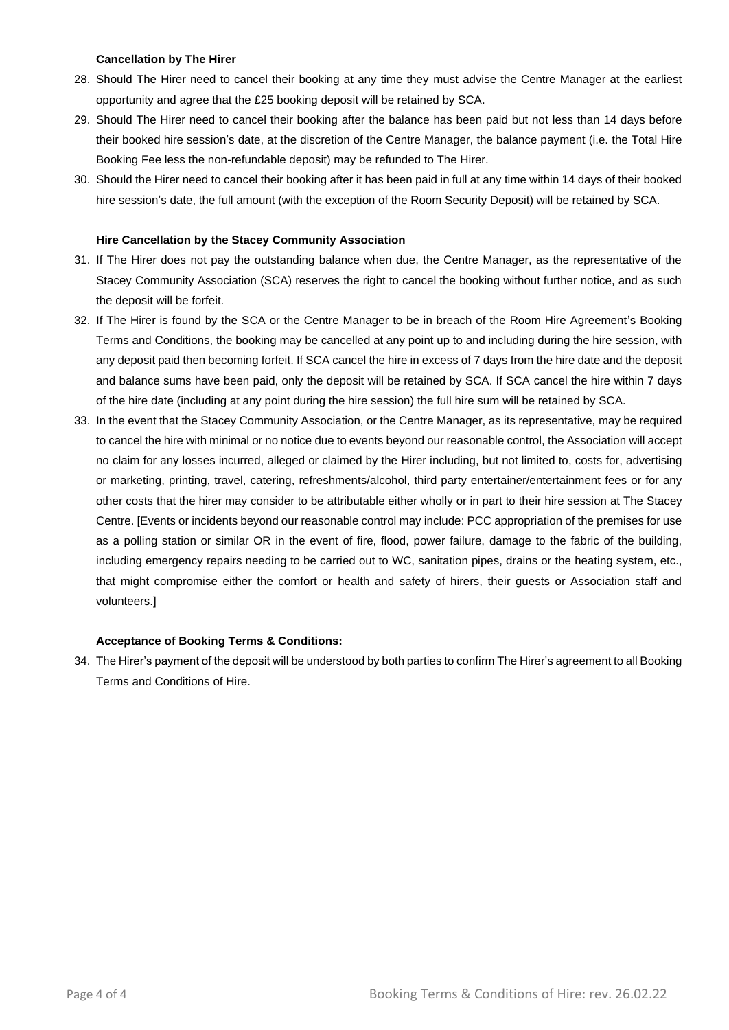**Cancellation by The Hirer**

28. Should The Hirer need to cancel their booking at any time they must advise the Centre Manager at the earliest opportunity and agree that the £25 booking deposit will be retained by SCA.
29. Should The Hirer need to cancel their booking after the balance has been paid but not less than 14 days before their booked hire session's date, at the discretion of the Centre Manager, the balance payment (i.e. the Total Hire Booking Fee less the non-refundable deposit) may be refunded to The Hirer.
30. Should the Hirer need to cancel their booking after it has been paid in full at any time within 14 days of their booked hire session's date, the full amount (with the exception of the Room Security Deposit) will be retained by SCA.

**Hire Cancellation by the Stacey Community Association**

31. If The Hirer does not pay the outstanding balance when due, the Centre Manager, as the representative of the Stacey Community Association (SCA) reserves the right to cancel the booking without further notice, and as such the deposit will be forfeit.
32. If The Hirer is found by the SCA or the Centre Manager to be in breach of the Room Hire Agreement's Booking Terms and Conditions, the booking may be cancelled at any point up to and including during the hire session, with any deposit paid then becoming forfeit. If SCA cancel the hire in excess of 7 days from the hire date and the deposit and balance sums have been paid, only the deposit will be retained by SCA. If SCA cancel the hire within 7 days of the hire date (including at any point during the hire session) the full hire sum will be retained by SCA.
33. In the event that the Stacey Community Association, or the Centre Manager, as its representative, may be required to cancel the hire with minimal or no notice due to events beyond our reasonable control, the Association will accept no claim for any losses incurred, alleged or claimed by the Hirer including, but not limited to, costs for, advertising or marketing, printing, travel, catering, refreshments/alcohol, third party entertainer/entertainment fees or for any other costs that the hirer may consider to be attributable either wholly or in part to their hire session at The Stacey Centre. [Events or incidents beyond our reasonable control may include: PCC appropriation of the premises for use as a polling station or similar OR in the event of fire, flood, power failure, damage to the fabric of the building, including emergency repairs needing to be carried out to WC, sanitation pipes, drains or the heating system, etc., that might compromise either the comfort or health and safety of hirers, their guests or Association staff and volunteers.]

**Acceptance of Booking Terms & Conditions:**

34. The Hirer's payment of the deposit will be understood by both parties to confirm The Hirer's agreement to all Booking Terms and Conditions of Hire.